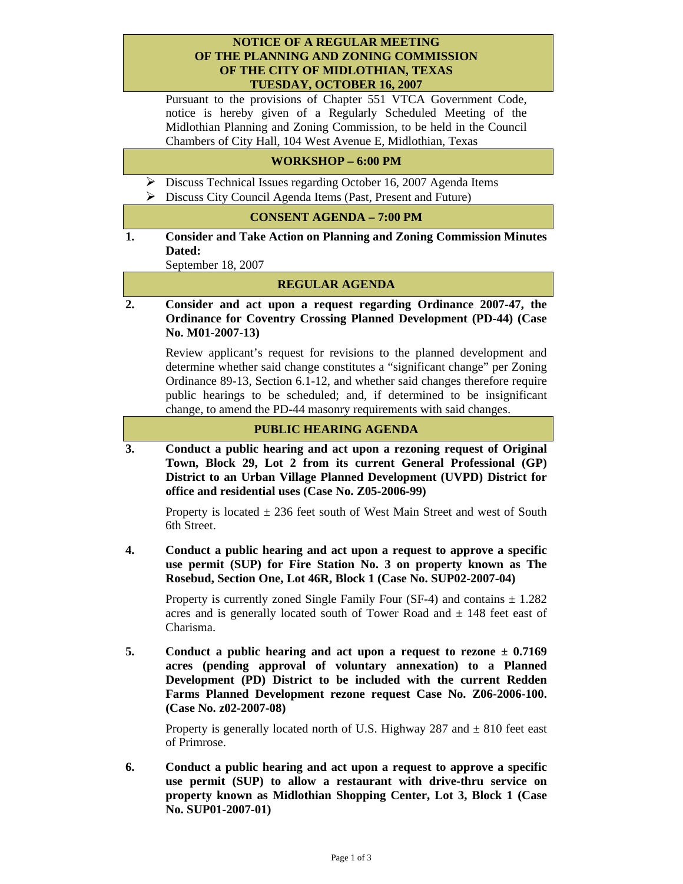# NOTICE OF A REGULAR MEETING OF THE PLANNING AND ZONING COMMISSION OF THE CITY OF MIDLOTHIAN, TEXAS TUESDAY, OCTOBER 16, 2007

Pursuant to the provisions of Chapter 551 VTCA Government Code, notice is hereby given of a Regularly Scheduled Meeting of the Midlothian Planning and Zoning Commission, to be held in the Council Chambers of City Hall, 104 West Avenue E, Midlothian, Texas

## WORKSHOP – 6:00 PM

- Discuss Technical Issues regarding October 16, 2007 Agenda Items
- Discuss City Council Agenda Items (Past, Present and Future)

## CONSENT AGENDA – 7:00 PM

**1. Consider and Take Action on Planning and Zoning Commission Minutes Dated:**

September 18, 2007

## REGULAR AGENDA

**2. Consider and act upon a request regarding Ordinance 2007-47, the Ordinance for Coventry Crossing Planned Development (PD-44) (Case No. M01-2007-13)**

Review applicant's request for revisions to the planned development and determine whether said change constitutes a "significant change" per Zoning Ordinance 89-13, Section 6.1-12, and whether said changes therefore require public hearings to be scheduled; and, if determined to be insignificant change, to amend the PD-44 masonry requirements with said changes.

## PUBLIC HEARING AGENDA

**3. Conduct a public hearing and act upon a rezoning request of Original Town, Block 29, Lot 2 from its current General Professional (GP) District to an Urban Village Planned Development (UVPD) District for office and residential uses (Case No. Z05-2006-99)**

Property is located ± 236 feet south of West Main Street and west of South 6th Street.

**4. Conduct a public hearing and act upon a request to approve a specific use permit (SUP) for Fire Station No. 3 on property known as The Rosebud, Section One, Lot 46R, Block 1 (Case No. SUP02-2007-04)**

Property is currently zoned Single Family Four (SF-4) and contains ± 1.282 acres and is generally located south of Tower Road and ± 148 feet east of Charisma.

**5. Conduct a public hearing and act upon a request to rezone ± 0.7169 acres (pending approval of voluntary annexation) to a Planned Development (PD) District to be included with the current Redden Farms Planned Development rezone request Case No. Z06-2006-100. (Case No. z02-2007-08)**

Property is generally located north of U.S. Highway 287 and ± 810 feet east of Primrose.

**6. Conduct a public hearing and act upon a request to approve a specific use permit (SUP) to allow a restaurant with drive-thru service on property known as Midlothian Shopping Center, Lot 3, Block 1 (Case No. SUP01-2007-01)**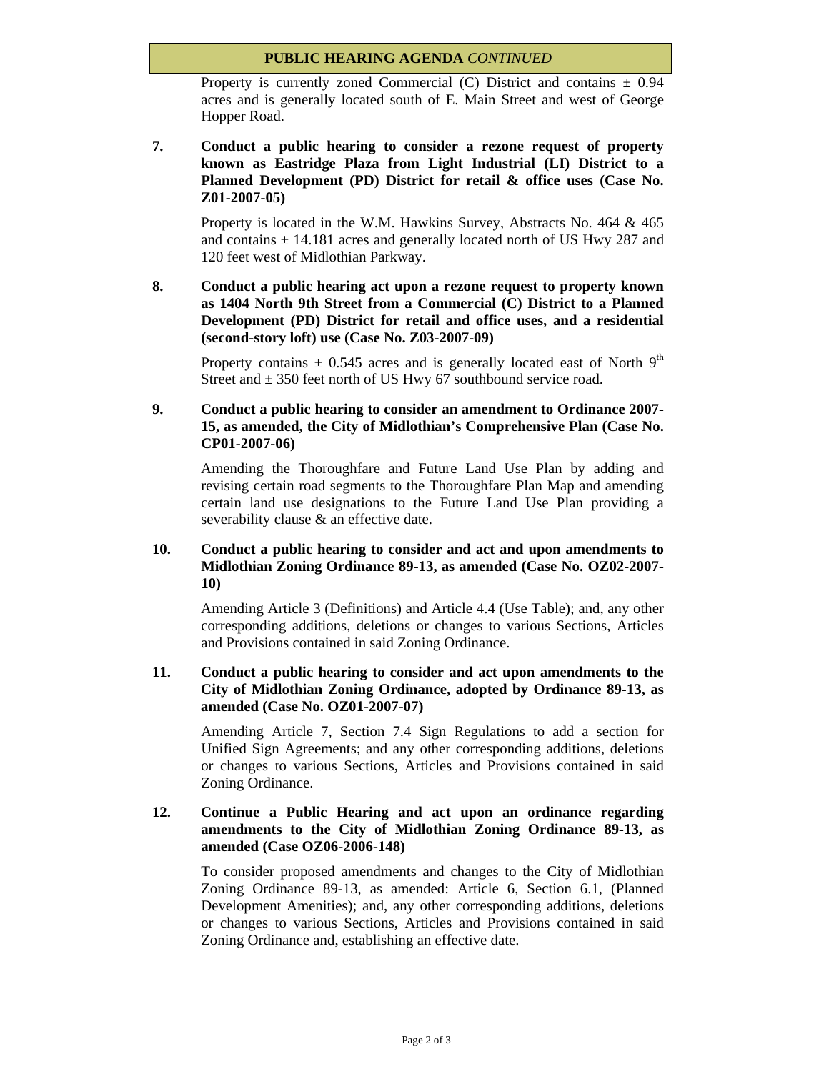**PUBLIC HEARING AGENDA** *CONTINUED*

Property is currently zoned Commercial (C) District and contains ± 0.94 acres and is generally located south of E. Main Street and west of George Hopper Road.

**7. Conduct a public hearing to consider a rezone request of property known as Eastridge Plaza from Light Industrial (LI) District to a Planned Development (PD) District for retail & office uses (Case No. Z01-2007-05)**

Property is located in the W.M. Hawkins Survey, Abstracts No. 464 & 465 and contains ± 14.181 acres and generally located north of US Hwy 287 and 120 feet west of Midlothian Parkway.

**8. Conduct a public hearing act upon a rezone request to property known as 1404 North 9th Street from a Commercial (C) District to a Planned Development (PD) District for retail and office uses, and a residential (second-story loft) use (Case No. Z03-2007-09)**

Property contains ± 0.545 acres and is generally located east of North 9th Street and ± 350 feet north of US Hwy 67 southbound service road.

**9. Conduct a public hearing to consider an amendment to Ordinance 2007-15, as amended, the City of Midlothian's Comprehensive Plan (Case No. CP01-2007-06)**

Amending the Thoroughfare and Future Land Use Plan by adding and revising certain road segments to the Thoroughfare Plan Map and amending certain land use designations to the Future Land Use Plan providing a severability clause & an effective date.

**10. Conduct a public hearing to consider and act and upon amendments to Midlothian Zoning Ordinance 89-13, as amended (Case No. OZ02-2007-10)**

Amending Article 3 (Definitions) and Article 4.4 (Use Table); and, any other corresponding additions, deletions or changes to various Sections, Articles and Provisions contained in said Zoning Ordinance.

**11. Conduct a public hearing to consider and act upon amendments to the City of Midlothian Zoning Ordinance, adopted by Ordinance 89-13, as amended (Case No. OZ01-2007-07)**

Amending Article 7, Section 7.4 Sign Regulations to add a section for Unified Sign Agreements; and any other corresponding additions, deletions or changes to various Sections, Articles and Provisions contained in said Zoning Ordinance.

**12. Continue a Public Hearing and act upon an ordinance regarding amendments to the City of Midlothian Zoning Ordinance 89-13, as amended (Case OZ06-2006-148)**

To consider proposed amendments and changes to the City of Midlothian Zoning Ordinance 89-13, as amended: Article 6, Section 6.1, (Planned Development Amenities); and, any other corresponding additions, deletions or changes to various Sections, Articles and Provisions contained in said Zoning Ordinance and, establishing an effective date.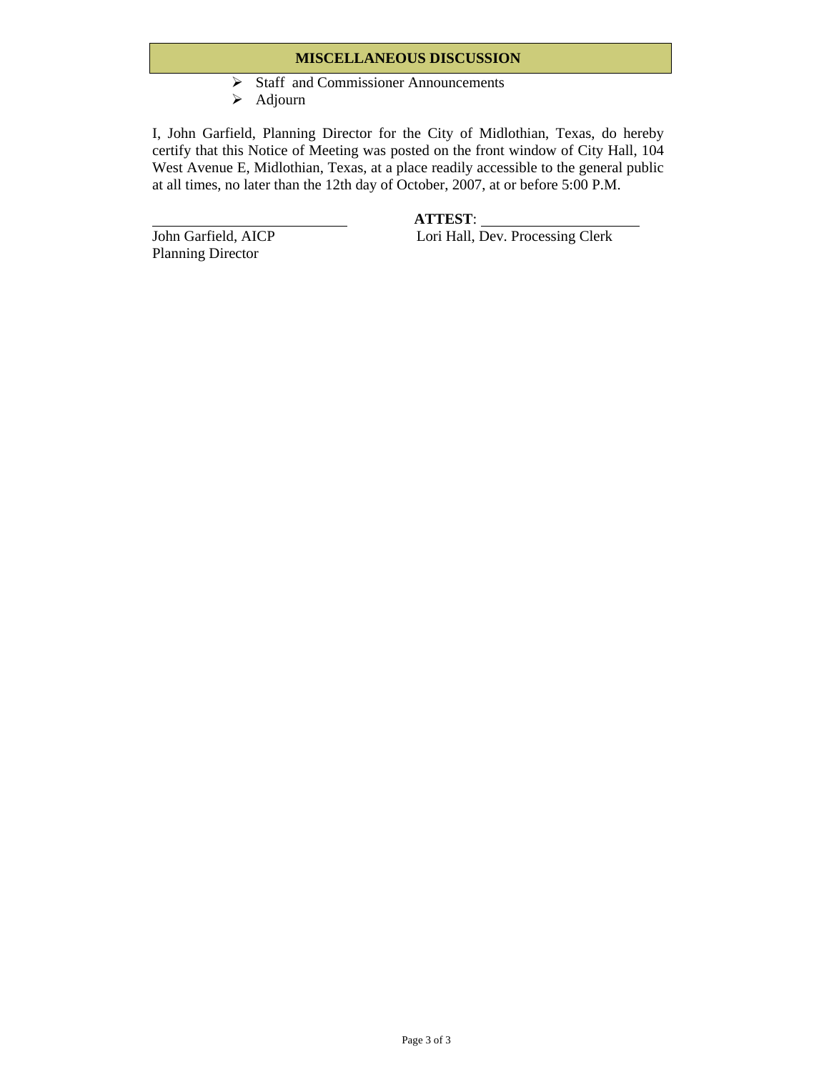## MISCELLANEOUS DISCUSSION

- Staff and Commissioner Announcements
- Adjourn

I, John Garfield, Planning Director for the City of Midlothian, Texas, do hereby certify that this Notice of Meeting was posted on the front window of City Hall, 104 West Avenue E, Midlothian, Texas, at a place readily accessible to the general public at all times, no later than the 12th day of October, 2007, at or before 5:00 P.M.

\_\_\_\_\_\_\_\_\_\_\_\_\_\_\_\_\_\_\_\_\_\_\_\_\_\_\_ **ATTEST**: \_\_\_\_\_\_\_\_\_\_\_\_\_\_\_\_\_\_\_\_\_\_\_\_

John Garfield, AICP Lori Hall, Dev. Processing Clerk
Planning Director